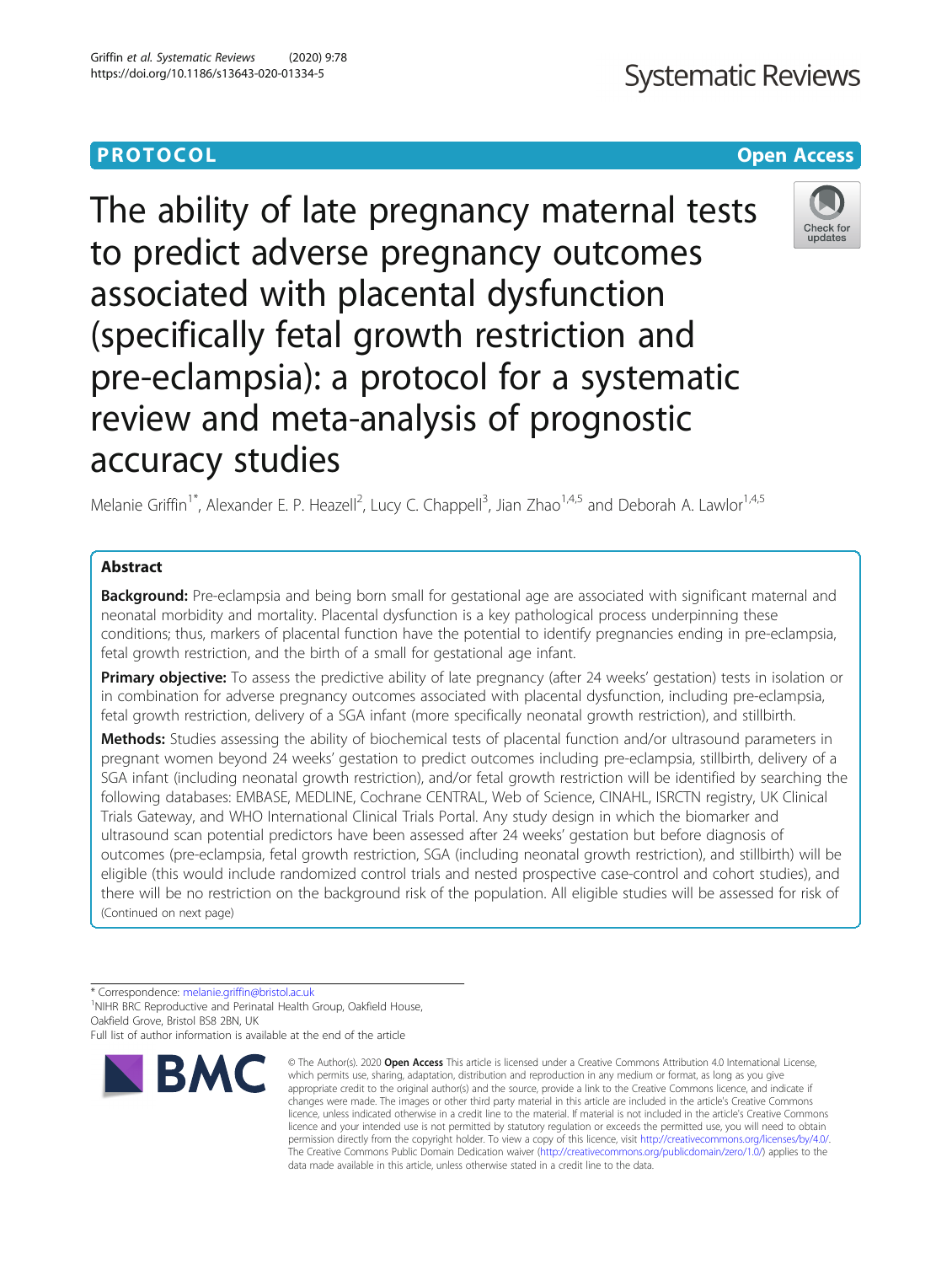PROTOCOL

Open Access

# The ability of late pregnancy maternal tests to predict adverse pregnancy outcomes associated with placental dysfunction (specifically fetal growth restriction and pre-eclampsia): a protocol for a systematic review and meta-analysis of prognostic accuracy studies

Melanie Griffin[1*], Alexander E. P. Heazell[2], Lucy C. Chappell[3], Jian Zhao[1,4,5] and Deborah A. Lawlor[1,4,5]

## Abstract

**Background:** Pre-eclampsia and being born small for gestational age are associated with significant maternal and neonatal morbidity and mortality. Placental dysfunction is a key pathological process underpinning these conditions; thus, markers of placental function have the potential to identify pregnancies ending in pre-eclampsia, fetal growth restriction, and the birth of a small for gestational age infant.

**Primary objective:** To assess the predictive ability of late pregnancy (after 24 weeks' gestation) tests in isolation or in combination for adverse pregnancy outcomes associated with placental dysfunction, including pre-eclampsia, fetal growth restriction, delivery of a SGA infant (more specifically neonatal growth restriction), and stillbirth.

**Methods:** Studies assessing the ability of biochemical tests of placental function and/or ultrasound parameters in pregnant women beyond 24 weeks' gestation to predict outcomes including pre-eclampsia, stillbirth, delivery of a SGA infant (including neonatal growth restriction), and/or fetal growth restriction will be identified by searching the following databases: EMBASE, MEDLINE, Cochrane CENTRAL, Web of Science, CINAHL, ISRCTN registry, UK Clinical Trials Gateway, and WHO International Clinical Trials Portal. Any study design in which the biomarker and ultrasound scan potential predictors have been assessed after 24 weeks' gestation but before diagnosis of outcomes (pre-eclampsia, fetal growth restriction, SGA (including neonatal growth restriction), and stillbirth) will be eligible (this would include randomized control trials and nested prospective case-control and cohort studies), and there will be no restriction on the background risk of the population. All eligible studies will be assessed for risk of (Continued on next page)

* Correspondence: melanie.griffin@bristol.ac.uk
[1]NIHR BRC Reproductive and Perinatal Health Group, Oakfield House, Oakfield Grove, Bristol BS8 2BN, UK
Full list of author information is available at the end of the article

© The Author(s). 2020 **Open Access** This article is licensed under a Creative Commons Attribution 4.0 International License, which permits use, sharing, adaptation, distribution and reproduction in any medium or format, as long as you give appropriate credit to the original author(s) and the source, provide a link to the Creative Commons licence, and indicate if changes were made. The images or other third party material in this article are included in the article's Creative Commons licence, unless indicated otherwise in a credit line to the material. If material is not included in the article's Creative Commons licence and your intended use is not permitted by statutory regulation or exceeds the permitted use, you will need to obtain permission directly from the copyright holder. To view a copy of this licence, visit http://creativecommons.org/licenses/by/4.0/. The Creative Commons Public Domain Dedication waiver (http://creativecommons.org/publicdomain/zero/1.0/) applies to the data made available in this article, unless otherwise stated in a credit line to the data.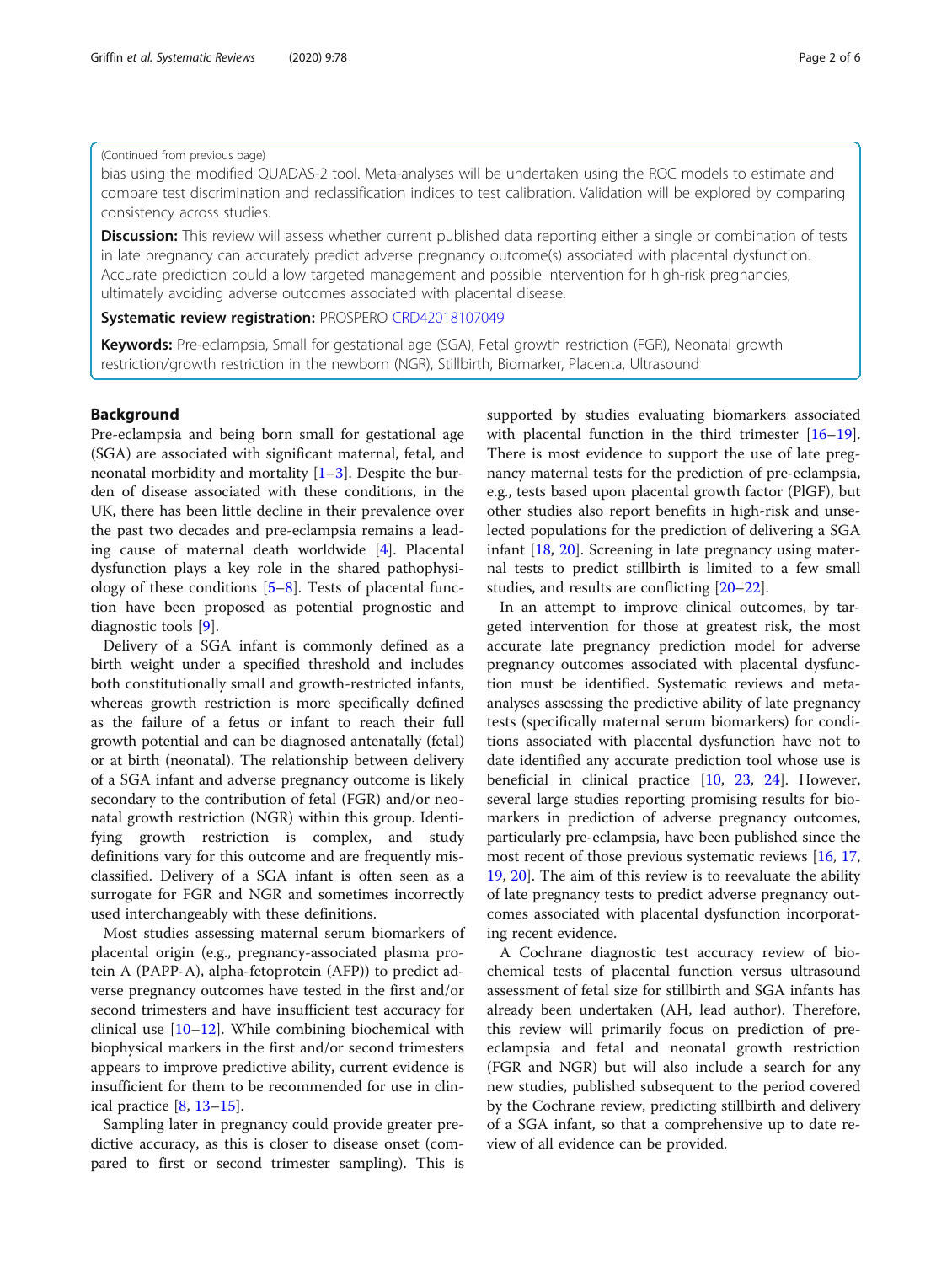(Continued from previous page)

bias using the modified QUADAS-2 tool. Meta-analyses will be undertaken using the ROC models to estimate and compare test discrimination and reclassification indices to test calibration. Validation will be explored by comparing consistency across studies.

**Discussion:** This review will assess whether current published data reporting either a single or combination of tests in late pregnancy can accurately predict adverse pregnancy outcome(s) associated with placental dysfunction. Accurate prediction could allow targeted management and possible intervention for high-risk pregnancies, ultimately avoiding adverse outcomes associated with placental disease.

**Systematic review registration:** PROSPERO CRD42018107049

**Keywords:** Pre-eclampsia, Small for gestational age (SGA), Fetal growth restriction (FGR), Neonatal growth restriction/growth restriction in the newborn (NGR), Stillbirth, Biomarker, Placenta, Ultrasound

## Background

Pre-eclampsia and being born small for gestational age (SGA) are associated with significant maternal, fetal, and neonatal morbidity and mortality [1–3]. Despite the burden of disease associated with these conditions, in the UK, there has been little decline in their prevalence over the past two decades and pre-eclampsia remains a leading cause of maternal death worldwide [4]. Placental dysfunction plays a key role in the shared pathophysiology of these conditions [5–8]. Tests of placental function have been proposed as potential prognostic and diagnostic tools [9].

Delivery of a SGA infant is commonly defined as a birth weight under a specified threshold and includes both constitutionally small and growth-restricted infants, whereas growth restriction is more specifically defined as the failure of a fetus or infant to reach their full growth potential and can be diagnosed antenatally (fetal) or at birth (neonatal). The relationship between delivery of a SGA infant and adverse pregnancy outcome is likely secondary to the contribution of fetal (FGR) and/or neonatal growth restriction (NGR) within this group. Identifying growth restriction is complex, and study definitions vary for this outcome and are frequently misclassified. Delivery of a SGA infant is often seen as a surrogate for FGR and NGR and sometimes incorrectly used interchangeably with these definitions.

Most studies assessing maternal serum biomarkers of placental origin (e.g., pregnancy-associated plasma protein A (PAPP-A), alpha-fetoprotein (AFP)) to predict adverse pregnancy outcomes have tested in the first and/or second trimesters and have insufficient test accuracy for clinical use [10–12]. While combining biochemical with biophysical markers in the first and/or second trimesters appears to improve predictive ability, current evidence is insufficient for them to be recommended for use in clinical practice [8, 13–15].

Sampling later in pregnancy could provide greater predictive accuracy, as this is closer to disease onset (compared to first or second trimester sampling). This is supported by studies evaluating biomarkers associated with placental function in the third trimester [16–19]. There is most evidence to support the use of late pregnancy maternal tests for the prediction of pre-eclampsia, e.g., tests based upon placental growth factor (PlGF), but other studies also report benefits in high-risk and unselected populations for the prediction of delivering a SGA infant [18, 20]. Screening in late pregnancy using maternal tests to predict stillbirth is limited to a few small studies, and results are conflicting [20–22].

In an attempt to improve clinical outcomes, by targeted intervention for those at greatest risk, the most accurate late pregnancy prediction model for adverse pregnancy outcomes associated with placental dysfunction must be identified. Systematic reviews and meta-analyses assessing the predictive ability of late pregnancy tests (specifically maternal serum biomarkers) for conditions associated with placental dysfunction have not to date identified any accurate prediction tool whose use is beneficial in clinical practice [10, 23, 24]. However, several large studies reporting promising results for biomarkers in prediction of adverse pregnancy outcomes, particularly pre-eclampsia, have been published since the most recent of those previous systematic reviews [16, 17, 19, 20]. The aim of this review is to reevaluate the ability of late pregnancy tests to predict adverse pregnancy outcomes associated with placental dysfunction incorporating recent evidence.

A Cochrane diagnostic test accuracy review of biochemical tests of placental function versus ultrasound assessment of fetal size for stillbirth and SGA infants has already been undertaken (AH, lead author). Therefore, this review will primarily focus on prediction of pre-eclampsia and fetal and neonatal growth restriction (FGR and NGR) but will also include a search for any new studies, published subsequent to the period covered by the Cochrane review, predicting stillbirth and delivery of a SGA infant, so that a comprehensive up to date review of all evidence can be provided.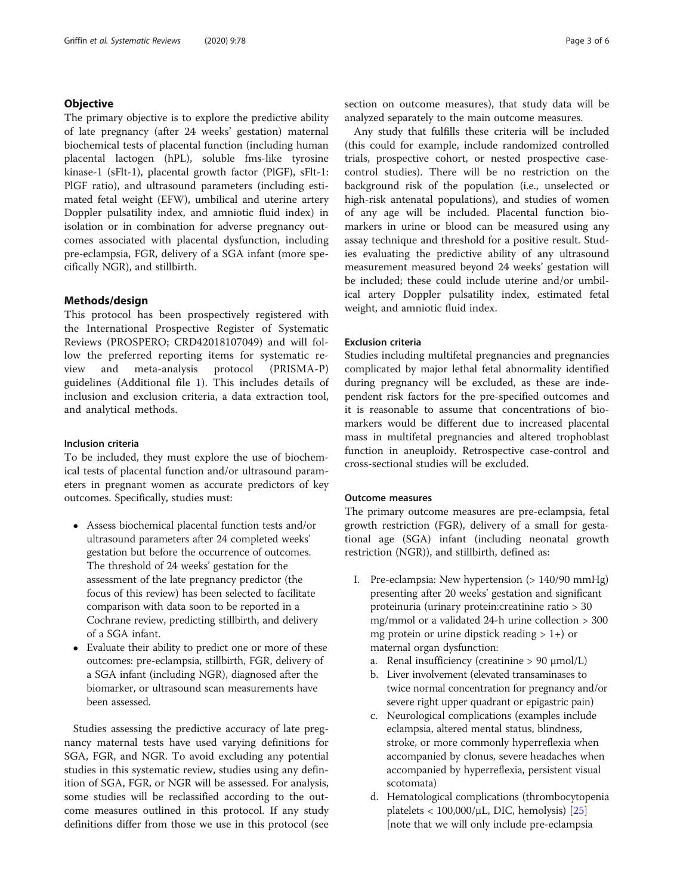## Objective

The primary objective is to explore the predictive ability of late pregnancy (after 24 weeks' gestation) maternal biochemical tests of placental function (including human placental lactogen (hPL), soluble fms-like tyrosine kinase-1 (sFlt-1), placental growth factor (PlGF), sFlt-1: PlGF ratio), and ultrasound parameters (including estimated fetal weight (EFW), umbilical and uterine artery Doppler pulsatility index, and amniotic fluid index) in isolation or in combination for adverse pregnancy outcomes associated with placental dysfunction, including pre-eclampsia, FGR, delivery of a SGA infant (more specifically NGR), and stillbirth.

## Methods/design

This protocol has been prospectively registered with the International Prospective Register of Systematic Reviews (PROSPERO; CRD42018107049) and will follow the preferred reporting items for systematic review and meta-analysis protocol (PRISMA-P) guidelines (Additional file 1). This includes details of inclusion and exclusion criteria, a data extraction tool, and analytical methods.

### Inclusion criteria

To be included, they must explore the use of biochemical tests of placental function and/or ultrasound parameters in pregnant women as accurate predictors of key outcomes. Specifically, studies must:

- Assess biochemical placental function tests and/or ultrasound parameters after 24 completed weeks' gestation but before the occurrence of outcomes. The threshold of 24 weeks' gestation for the assessment of the late pregnancy predictor (the focus of this review) has been selected to facilitate comparison with data soon to be reported in a Cochrane review, predicting stillbirth, and delivery of a SGA infant.
- Evaluate their ability to predict one or more of these outcomes: pre-eclampsia, stillbirth, FGR, delivery of a SGA infant (including NGR), diagnosed after the biomarker, or ultrasound scan measurements have been assessed.

Studies assessing the predictive accuracy of late pregnancy maternal tests have used varying definitions for SGA, FGR, and NGR. To avoid excluding any potential studies in this systematic review, studies using any definition of SGA, FGR, or NGR will be assessed. For analysis, some studies will be reclassified according to the outcome measures outlined in this protocol. If any study definitions differ from those we use in this protocol (see section on outcome measures), that study data will be analyzed separately to the main outcome measures.

Any study that fulfills these criteria will be included (this could for example, include randomized controlled trials, prospective cohort, or nested prospective case-control studies). There will be no restriction on the background risk of the population (i.e., unselected or high-risk antenatal populations), and studies of women of any age will be included. Placental function biomarkers in urine or blood can be measured using any assay technique and threshold for a positive result. Studies evaluating the predictive ability of any ultrasound measurement measured beyond 24 weeks' gestation will be included; these could include uterine and/or umbilical artery Doppler pulsatility index, estimated fetal weight, and amniotic fluid index.

### Exclusion criteria

Studies including multifetal pregnancies and pregnancies complicated by major lethal fetal abnormality identified during pregnancy will be excluded, as these are independent risk factors for the pre-specified outcomes and it is reasonable to assume that concentrations of biomarkers would be different due to increased placental mass in multifetal pregnancies and altered trophoblast function in aneuploidy. Retrospective case-control and cross-sectional studies will be excluded.

### Outcome measures

The primary outcome measures are pre-eclampsia, fetal growth restriction (FGR), delivery of a small for gestational age (SGA) infant (including neonatal growth restriction (NGR)), and stillbirth, defined as:

I. Pre-eclampsia: New hypertension (> 140/90 mmHg) presenting after 20 weeks' gestation and significant proteinuria (urinary protein:creatinine ratio > 30 mg/mmol or a validated 24-h urine collection > 300 mg protein or urine dipstick reading > 1+) or maternal organ dysfunction:
   a. Renal insufficiency (creatinine > 90 μmol/L)
   b. Liver involvement (elevated transaminases to twice normal concentration for pregnancy and/or severe right upper quadrant or epigastric pain)
   c. Neurological complications (examples include eclampsia, altered mental status, blindness, stroke, or more commonly hyperreflexia when accompanied by clonus, severe headaches when accompanied by hyperreflexia, persistent visual scotomata)
   d. Hematological complications (thrombocytopenia platelets < 100,000/μL, DIC, hemolysis) [25] [note that we will only include pre-eclampsia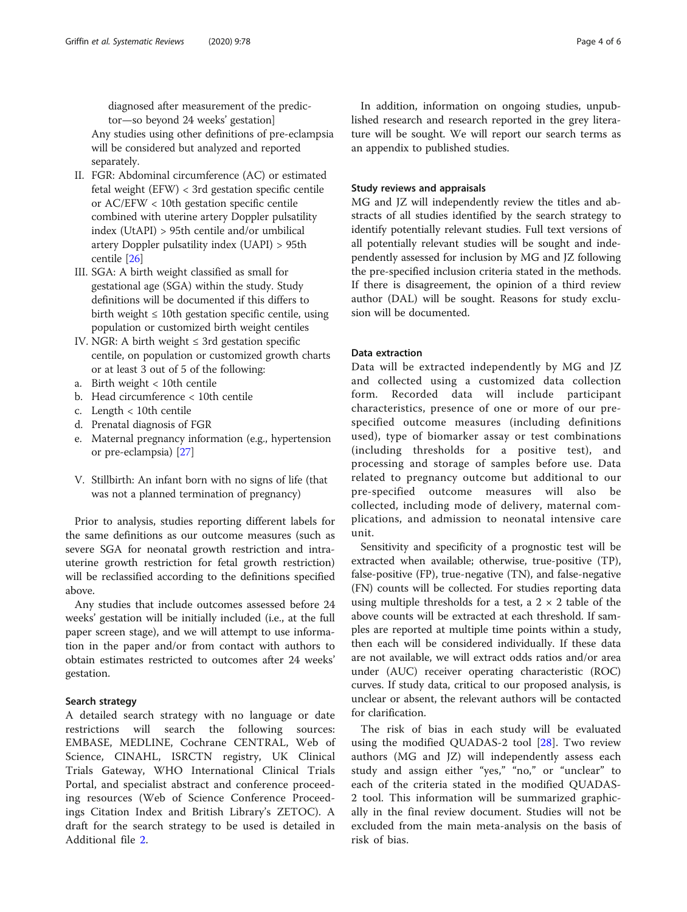diagnosed after measurement of the predictor—so beyond 24 weeks' gestation]

Any studies using other definitions of pre-eclampsia will be considered but analyzed and reported separately.

II. FGR: Abdominal circumference (AC) or estimated fetal weight (EFW) < 3rd gestation specific centile or AC/EFW < 10th gestation specific centile combined with uterine artery Doppler pulsatility index (UtAPI) > 95th centile and/or umbilical artery Doppler pulsatility index (UAPI) > 95th centile [26]

III. SGA: A birth weight classified as small for gestational age (SGA) within the study. Study definitions will be documented if this differs to birth weight ≤ 10th gestation specific centile, using population or customized birth weight centiles

IV. NGR: A birth weight ≤ 3rd gestation specific centile, on population or customized growth charts or at least 3 out of 5 of the following:

a. Birth weight < 10th centile
b. Head circumference < 10th centile
c. Length < 10th centile
d. Prenatal diagnosis of FGR
e. Maternal pregnancy information (e.g., hypertension or pre-eclampsia) [27]

V. Stillbirth: An infant born with no signs of life (that was not a planned termination of pregnancy)

Prior to analysis, studies reporting different labels for the same definitions as our outcome measures (such as severe SGA for neonatal growth restriction and intrauterine growth restriction for fetal growth restriction) will be reclassified according to the definitions specified above.

Any studies that include outcomes assessed before 24 weeks' gestation will be initially included (i.e., at the full paper screen stage), and we will attempt to use information in the paper and/or from contact with authors to obtain estimates restricted to outcomes after 24 weeks' gestation.

### Search strategy

A detailed search strategy with no language or date restrictions will search the following sources: EMBASE, MEDLINE, Cochrane CENTRAL, Web of Science, CINAHL, ISRCTN registry, UK Clinical Trials Gateway, WHO International Clinical Trials Portal, and specialist abstract and conference proceeding resources (Web of Science Conference Proceedings Citation Index and British Library's ZETOC). A draft for the search strategy to be used is detailed in Additional file 2.

In addition, information on ongoing studies, unpublished research and research reported in the grey literature will be sought. We will report our search terms as an appendix to published studies.

### Study reviews and appraisals

MG and JZ will independently review the titles and abstracts of all studies identified by the search strategy to identify potentially relevant studies. Full text versions of all potentially relevant studies will be sought and independently assessed for inclusion by MG and JZ following the pre-specified inclusion criteria stated in the methods. If there is disagreement, the opinion of a third review author (DAL) will be sought. Reasons for study exclusion will be documented.

### Data extraction

Data will be extracted independently by MG and JZ and collected using a customized data collection form. Recorded data will include participant characteristics, presence of one or more of our pre-specified outcome measures (including definitions used), type of biomarker assay or test combinations (including thresholds for a positive test), and processing and storage of samples before use. Data related to pregnancy outcome but additional to our pre-specified outcome measures will also be collected, including mode of delivery, maternal complications, and admission to neonatal intensive care unit.

Sensitivity and specificity of a prognostic test will be extracted when available; otherwise, true-positive (TP), false-positive (FP), true-negative (TN), and false-negative (FN) counts will be collected. For studies reporting data using multiple thresholds for a test, a 2 × 2 table of the above counts will be extracted at each threshold. If samples are reported at multiple time points within a study, then each will be considered individually. If these data are not available, we will extract odds ratios and/or area under (AUC) receiver operating characteristic (ROC) curves. If study data, critical to our proposed analysis, is unclear or absent, the relevant authors will be contacted for clarification.

The risk of bias in each study will be evaluated using the modified QUADAS-2 tool [28]. Two review authors (MG and JZ) will independently assess each study and assign either "yes," "no," or "unclear" to each of the criteria stated in the modified QUADAS-2 tool. This information will be summarized graphically in the final review document. Studies will not be excluded from the main meta-analysis on the basis of risk of bias.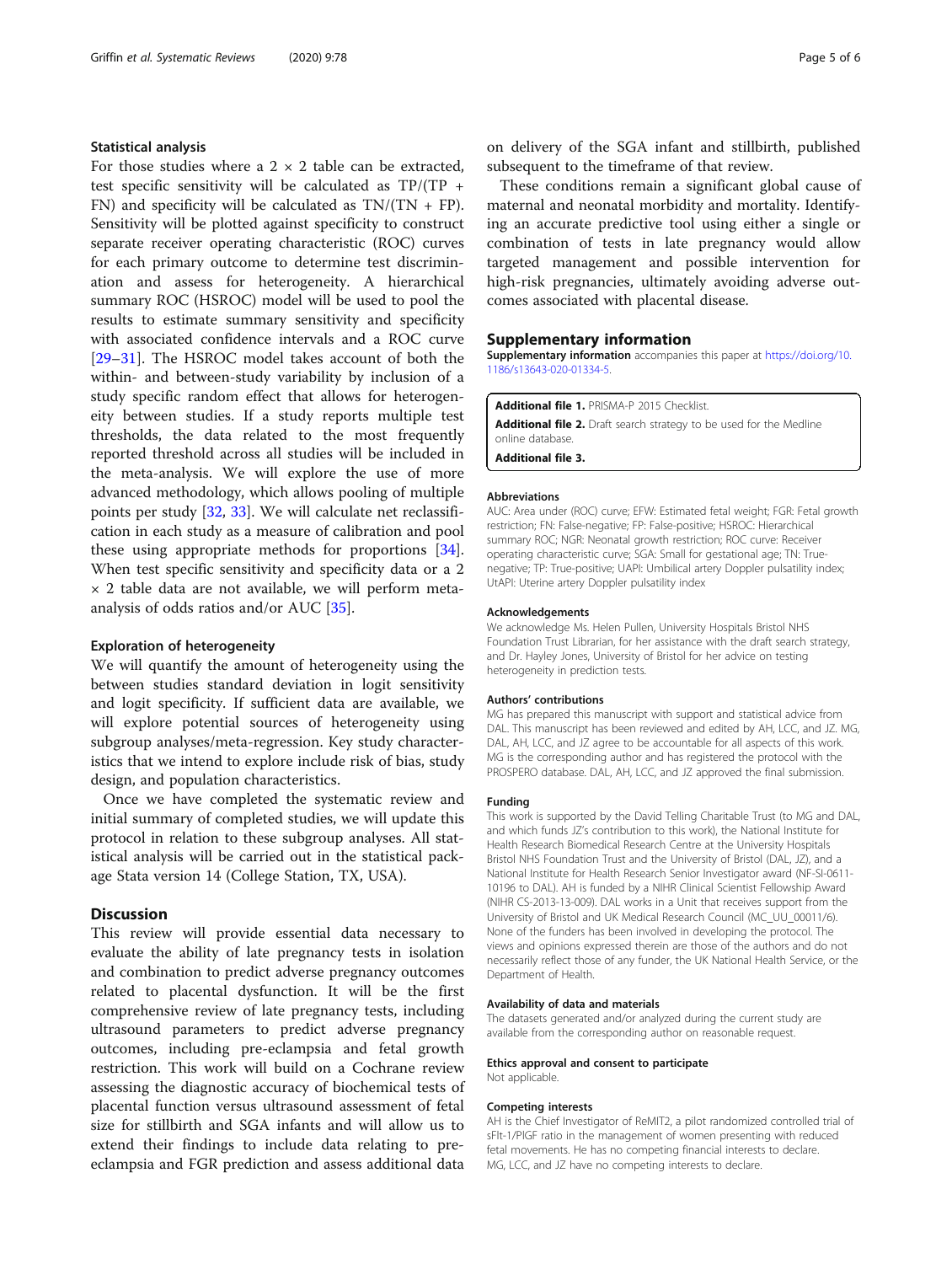### Statistical analysis

For those studies where a 2 × 2 table can be extracted, test specific sensitivity will be calculated as TP/(TP + FN) and specificity will be calculated as TN/(TN + FP). Sensitivity will be plotted against specificity to construct separate receiver operating characteristic (ROC) curves for each primary outcome to determine test discrimination and assess for heterogeneity. A hierarchical summary ROC (HSROC) model will be used to pool the results to estimate summary sensitivity and specificity with associated confidence intervals and a ROC curve [29–31]. The HSROC model takes account of both the within- and between-study variability by inclusion of a study specific random effect that allows for heterogeneity between studies. If a study reports multiple test thresholds, the data related to the most frequently reported threshold across all studies will be included in the meta-analysis. We will explore the use of more advanced methodology, which allows pooling of multiple points per study [32, 33]. We will calculate net reclassification in each study as a measure of calibration and pool these using appropriate methods for proportions [34]. When test specific sensitivity and specificity data or a 2 × 2 table data are not available, we will perform meta-analysis of odds ratios and/or AUC [35].

### Exploration of heterogeneity

We will quantify the amount of heterogeneity using the between studies standard deviation in logit sensitivity and logit specificity. If sufficient data are available, we will explore potential sources of heterogeneity using subgroup analyses/meta-regression. Key study characteristics that we intend to explore include risk of bias, study design, and population characteristics.

Once we have completed the systematic review and initial summary of completed studies, we will update this protocol in relation to these subgroup analyses. All statistical analysis will be carried out in the statistical package Stata version 14 (College Station, TX, USA).

## Discussion

This review will provide essential data necessary to evaluate the ability of late pregnancy tests in isolation and combination to predict adverse pregnancy outcomes related to placental dysfunction. It will be the first comprehensive review of late pregnancy tests, including ultrasound parameters to predict adverse pregnancy outcomes, including pre-eclampsia and fetal growth restriction. This work will build on a Cochrane review assessing the diagnostic accuracy of biochemical tests of placental function versus ultrasound assessment of fetal size for stillbirth and SGA infants and will allow us to extend their findings to include data relating to pre-eclampsia and FGR prediction and assess additional data on delivery of the SGA infant and stillbirth, published subsequent to the timeframe of that review.

These conditions remain a significant global cause of maternal and neonatal morbidity and mortality. Identifying an accurate predictive tool using either a single or combination of tests in late pregnancy would allow targeted management and possible intervention for high-risk pregnancies, ultimately avoiding adverse outcomes associated with placental disease.

## Supplementary information

**Supplementary information** accompanies this paper at https://doi.org/10.1186/s13643-020-01334-5.

**Additional file 1.** PRISMA-P 2015 Checklist.
**Additional file 2.** Draft search strategy to be used for the Medline online database.
**Additional file 3.**

#### Abbreviations

AUC: Area under (ROC) curve; EFW: Estimated fetal weight; FGR: Fetal growth restriction; FN: False-negative; FP: False-positive; HSROC: Hierarchical summary ROC; NGR: Neonatal growth restriction; ROC curve: Receiver operating characteristic curve; SGA: Small for gestational age; TN: True-negative; TP: True-positive; UAPI: Umbilical artery Doppler pulsatility index; UtAPI: Uterine artery Doppler pulsatility index

#### Acknowledgements

We acknowledge Ms. Helen Pullen, University Hospitals Bristol NHS Foundation Trust Librarian, for her assistance with the draft search strategy, and Dr. Hayley Jones, University of Bristol for her advice on testing heterogeneity in prediction tests.

#### Authors' contributions

MG has prepared this manuscript with support and statistical advice from DAL. This manuscript has been reviewed and edited by AH, LCC, and JZ. MG, DAL, AH, LCC, and JZ agree to be accountable for all aspects of this work. MG is the corresponding author and has registered the protocol with the PROSPERO database. DAL, AH, LCC, and JZ approved the final submission.

#### Funding

This work is supported by the David Telling Charitable Trust (to MG and DAL, and which funds JZ's contribution to this work), the National Institute for Health Research Biomedical Research Centre at the University Hospitals Bristol NHS Foundation Trust and the University of Bristol (DAL, JZ), and a National Institute for Health Research Senior Investigator award (NF-SI-0611-10196 to DAL). AH is funded by a NIHR Clinical Scientist Fellowship Award (NIHR CS-2013-13-009). DAL works in a Unit that receives support from the University of Bristol and UK Medical Research Council (MC_UU_00011/6). None of the funders has been involved in developing the protocol. The views and opinions expressed therein are those of the authors and do not necessarily reflect those of any funder, the UK National Health Service, or the Department of Health.

#### Availability of data and materials

The datasets generated and/or analyzed during the current study are available from the corresponding author on reasonable request.

#### Ethics approval and consent to participate

Not applicable.

#### Competing interests

AH is the Chief Investigator of ReMIT2, a pilot randomized controlled trial of sFlt-1/PlGF ratio in the management of women presenting with reduced fetal movements. He has no competing financial interests to declare. MG, LCC, and JZ have no competing interests to declare.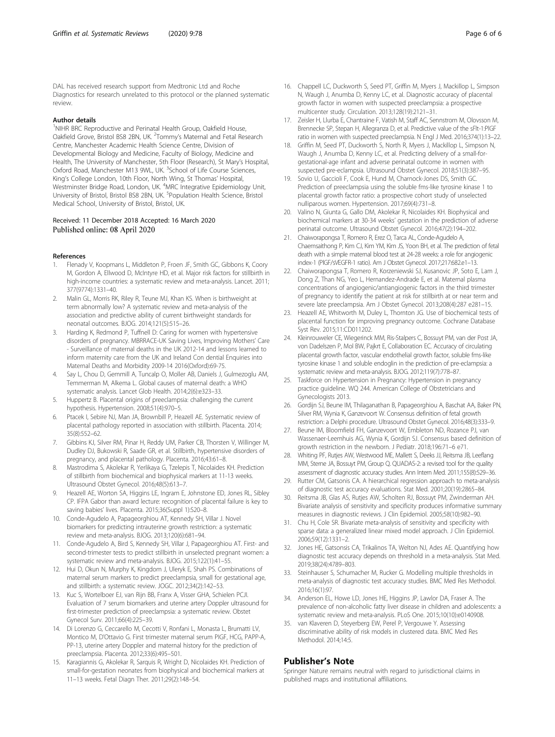DAL has received research support from Medtronic Ltd and Roche Diagnostics for research unrelated to this protocol or the planned systematic review.

#### Author details

[1]NIHR BRC Reproductive and Perinatal Health Group, Oakfield House, Oakfield Grove, Bristol BS8 2BN, UK. [2]Tommy's Maternal and Fetal Research Centre, Manchester Academic Health Science Centre, Division of Developmental Biology and Medicine, Faculty of Biology, Medicine and Health, The University of Manchester, 5th Floor (Research), St Mary's Hospital, Oxford Road, Manchester M13 9WL, UK. [3]School of Life Course Sciences, King's College London, 10th Floor, North Wing, St Thomas' Hospital, Westminster Bridge Road, London, UK. [4]MRC Integrative Epidemiology Unit, University of Bristol, Bristol BS8 2BN, UK. [5]Population Health Science, Bristol Medical School, University of Bristol, Bristol, UK.

Received: 11 December 2018 Accepted: 16 March 2020
Published online: 08 April 2020

#### References

1. Flenady V, Koopmans L, Middleton P, Froen JF, Smith GC, Gibbons K, Coory M, Gordon A, Ellwood D, McIntyre HD, et al. Major risk factors for stillbirth in high-income countries: a systematic review and meta-analysis. Lancet. 2011; 377(9774):1331–40.
2. Malin GL, Morris RK, Riley R, Teune MJ, Khan KS. When is birthweight at term abnormally low? A systematic review and meta-analysis of the association and predictive ability of current birthweight standards for neonatal outcomes. BJOG. 2014;121(5):515–26.
3. Harding K, Redmond P, Tuffnell D: Caring for women with hypertensive disorders of pregnancy. MBRRACE-UK Saving Lives, Improving Mothers' Care - Surveillance of maternal deaths in the UK 2012-14 and lessons learned to inform maternity care from the UK and Ireland Con dential Enquiries into Maternal Deaths and Morbidity 2009-14 2016(Oxford):69-75.
4. Say L, Chou D, Gemmill A, Tuncalp O, Moller AB, Daniels J, Gulmezoglu AM, Temmerman M, Alkema L. Global causes of maternal death: a WHO systematic analysis. Lancet Glob Health. 2014;2(6):e323–33.
5. Huppertz B. Placental origins of preeclampsia: challenging the current hypothesis. Hypertension. 2008;51(4):970–5.
6. Ptacek I, Sebire NJ, Man JA, Brownbill P, Heazell AE. Systematic review of placental pathology reported in association with stillbirth. Placenta. 2014; 35(8):552–62.
7. Gibbins KJ, Silver RM, Pinar H, Reddy UM, Parker CB, Thorsten V, Willinger M, Dudley DJ, Bukowski R, Saade GR, et al. Stillbirth, hypertensive disorders of pregnancy, and placental pathology. Placenta. 2016;43:61–8.
8. Mastrodima S, Akolekar R, Yerlikaya G, Tzelepis T, Nicolaides KH. Prediction of stillbirth from biochemical and biophysical markers at 11-13 weeks. Ultrasound Obstet Gynecol. 2016;48(5):613–7.
9. Heazell AE, Worton SA, Higgins LE, Ingram E, Johnstone ED, Jones RL, Sibley CP. IFPA Gabor than award lecture: recognition of placental failure is key to saving babies' lives. Placenta. 2015;36(Suppl 1):S20–8.
10. Conde-Agudelo A, Papageorghiou AT, Kennedy SH, Villar J. Novel biomarkers for predicting intrauterine growth restriction: a systematic review and meta-analysis. BJOG. 2013;120(6):681–94.
11. Conde-Agudelo A, Bird S, Kennedy SH, Villar J, Papageorghiou AT. First- and second-trimester tests to predict stillbirth in unselected pregnant women: a systematic review and meta-analysis. BJOG. 2015;122(1):41–55.
12. Hui D, Okun N, Murphy K, Kingdom J, Uleryk E, Shah PS. Combinations of maternal serum markers to predict preeclampsia, small for gestational age, and stillbirth: a systematic review. JOGC. 2012;34(2):142–53.
13. Kuc S, Wortelboer EJ, van Rijn BB, Franx A, Visser GHA, Schielen PCJI. Evaluation of 7 serum biomarkers and uterine artery Doppler ultrasound for first-trimester prediction of preeclampsia: a systematic review. Obstet Gynecol Surv. 2011;66(4):225–39.
14. Di Lorenzo G, Ceccarello M, Cecotti V, Ronfani L, Monasta L, Brumatti LV, Montico M, D'Ottavio G. First trimester maternal serum PIGF, HCG, PAPP-A, PP-13, uterine artery Doppler and maternal history for the prediction of preeclampsia. Placenta. 2012;33(6):495–501.
15. Karagiannis G, Akolekar R, Sarquis R, Wright D, Nicolaides KH. Prediction of small-for-gestation neonates from biophysical and biochemical markers at 11–13 weeks. Fetal Diagn Ther. 2011;29(2):148–54.
16. Chappell LC, Duckworth S, Seed PT, Griffin M, Myers J, Mackillop L, Simpson N, Waugh J, Anumba D, Kenny LC, et al. Diagnostic accuracy of placental growth factor in women with suspected preeclampsia: a prospective multicenter study. Circulation. 2013;128(19):2121–31.
17. Zeisler H, Llurba E, Chantraine F, Vatish M, Staff AC, Sennstrom M, Olovsson M, Brennecke SP, Stepan H, Allegranza D, et al. Predictive value of the sFlt-1:PlGF ratio in women with suspected preeclampsia. N Engl J Med. 2016;374(1):13–22.
18. Griffin M, Seed PT, Duckworth S, North R, Myers J, Mackillop L, Simpson N, Waugh J, Anumba D, Kenny LC, et al. Predicting delivery of a small-for-gestational-age infant and adverse perinatal outcome in women with suspected pre-eclampsia. Ultrasound Obstet Gynecol. 2018;51(3):387–95.
19. Sovio U, Gaccioli F, Cook E, Hund M, Charnock-Jones DS, Smith GC. Prediction of preeclampsia using the soluble fms-like tyrosine kinase 1 to placental growth factor ratio: a prospective cohort study of unselected nulliparous women. Hypertension. 2017;69(4):731–8.
20. Valino N, Giunta G, Gallo DM, Akolekar R, Nicolaides KH. Biophysical and biochemical markers at 30-34 weeks' gestation in the prediction of adverse perinatal outcome. Ultrasound Obstet Gynecol. 2016;47(2):194–202.
21. Chaiworapongsa T, Romero R, Erez O, Tarca AL, Conde-Agudelo A, Chaemsaithong P, Kim CJ, Kim YM, Kim JS, Yoon BH, et al. The prediction of fetal death with a simple maternal blood test at 24-28 weeks: a role for angiogenic index-1 (PlGF/sVEGFR-1 ratio). Am J Obstet Gynecol. 2017;217:682.e1–13.
22. Chaiworapongsa T, Romero R, Korzeniewski SJ, Kusanovic JP, Soto E, Lam J, Dong Z, Than NG, Yeo L, Hernandez-Andrade E, et al. Maternal plasma concentrations of angiogenic/antiangiogenic factors in the third trimester of pregnancy to identify the patient at risk for stillbirth at or near term and severe late preeclampsia. Am J Obstet Gynecol. 2013;208(4):287 e281–15.
23. Heazell AE, Whitworth M, Duley L, Thornton JG. Use of biochemical tests of placental function for improving pregnancy outcome. Cochrane Database Syst Rev. 2015;11:CD011202.
24. Kleinrouweler CE, Wiegerinck MM, Ris-Stalpers C, Bossuyt PM, van der Post JA, von Dadelszen P, Mol BW, Pajkrt E, Collaboration EC. Accuracy of circulating placental growth factor, vascular endothelial growth factor, soluble fms-like tyrosine kinase 1 and soluble endoglin in the prediction of pre-eclampsia: a systematic review and meta-analysis. BJOG. 2012;119(7):778–87.
25. Taskforce on Hypertension in Pregnancy: Hypertension in pregnancy practice guideline. WQ 244. American College of Obstetricians and Gynecologists 2013.
26. Gordijn SJ, Beune IM, Thilaganathan B, Papageorghiou A, Baschat AA, Baker PN, Silver RM, Wynia K, Ganzevoort W. Consensus definition of fetal growth restriction: a Delphi procedure. Ultrasound Obstet Gynecol. 2016;48(3):333–9.
27. Beune IM, Bloomfield FH, Ganzevoort W, Embleton ND, Rozance PJ, van Wassenaer-Leemhuis AG, Wynia K, Gordijn SJ. Consensus based definition of growth restriction in the newborn. J Pediatr. 2018;196:71–6 e71.
28. Whiting PF, Rutjes AW, Westwood ME, Mallett S, Deeks JJ, Reitsma JB, Leeflang MM, Sterne JA, Bossuyt PM, Group Q. QUADAS-2: a revised tool for the quality assessment of diagnostic accuracy studies. Ann Intern Med. 2011;155(8):529–36.
29. Rutter CM, Gatsonis CA. A hierarchical regression approach to meta-analysis of diagnostic test accuracy evaluations. Stat Med. 2001;20(19):2865–84.
30. Reitsma JB, Glas AS, Rutjes AW, Scholten RJ, Bossuyt PM, Zwinderman AH. Bivariate analysis of sensitivity and specificity produces informative summary measures in diagnostic reviews. J Clin Epidemiol. 2005;58(10):982–90.
31. Chu H, Cole SR. Bivariate meta-analysis of sensitivity and specificity with sparse data: a generalized linear mixed model approach. J Clin Epidemiol. 2006;59(12):1331–2.
32. Jones HE, Gatsonsis CA, Trikalinos TA, Welton NJ, Ades AE. Quantifying how diagnostic test accuracy depends on threshold in a meta-analysis. Stat Med. 2019;38(24):4789–803.
33. Steinhauser S, Schumacher M, Rucker G. Modelling multiple thresholds in meta-analysis of diagnostic test accuracy studies. BMC Med Res Methodol. 2016;16(1):97.
34. Anderson EL, Howe LD, Jones HE, Higgins JP, Lawlor DA, Fraser A. The prevalence of non-alcoholic fatty liver disease in children and adolescents: a systematic review and meta-analysis. PLoS One. 2015;10(10):e0140908.
35. van Klaveren D, Steyerberg EW, Perel P, Vergouwe Y. Assessing discriminative ability of risk models in clustered data. BMC Med Res Methodol. 2014;14:5.

## Publisher's Note

Springer Nature remains neutral with regard to jurisdictional claims in published maps and institutional affiliations.